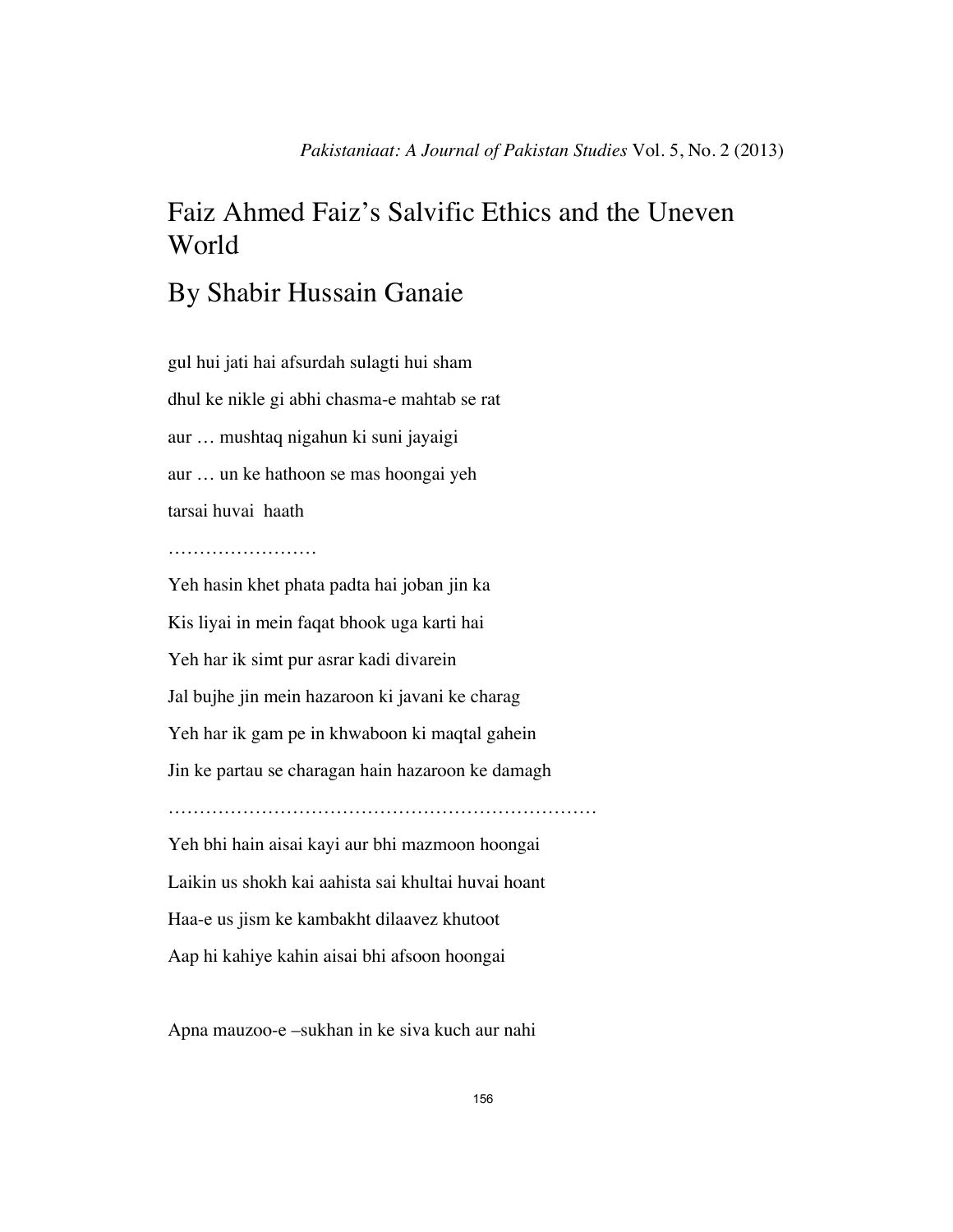# Faiz Ahmed Faiz's Salvific Ethics and the Uneven World

## By Shabir Hussain Ganaie

gul hui jati hai afsurdah sulagti hui sham

dhul ke nikle gi abhi chasma-e mahtab se rat

aur … mushtaq nigahun ki suni jayaigi

aur … un ke hathoon se mas hoongai yeh

tarsai huvai haath

……………………

Yeh hasin khet phata padta hai joban jin ka

Kis liyai in mein faqat bhook uga karti hai

Yeh har ik simt pur asrar kadi divarein

Jal bujhe jin mein hazaroon ki javani ke charag

Yeh har ik gam pe in khwaboon ki maqtal gahein

Jin ke partau se charagan hain hazaroon ke damagh

……………………………………………………………

Yeh bhi hain aisai kayi aur bhi mazmoon hoongai

Laikin us shokh kai aahista sai khultai huvai hoant

Haa-e us jism ke kambakht dilaavez khutoot

Aap hi kahiye kahin aisai bhi afsoon hoongai

Apna mauzoo-e –sukhan in ke siva kuch aur nahi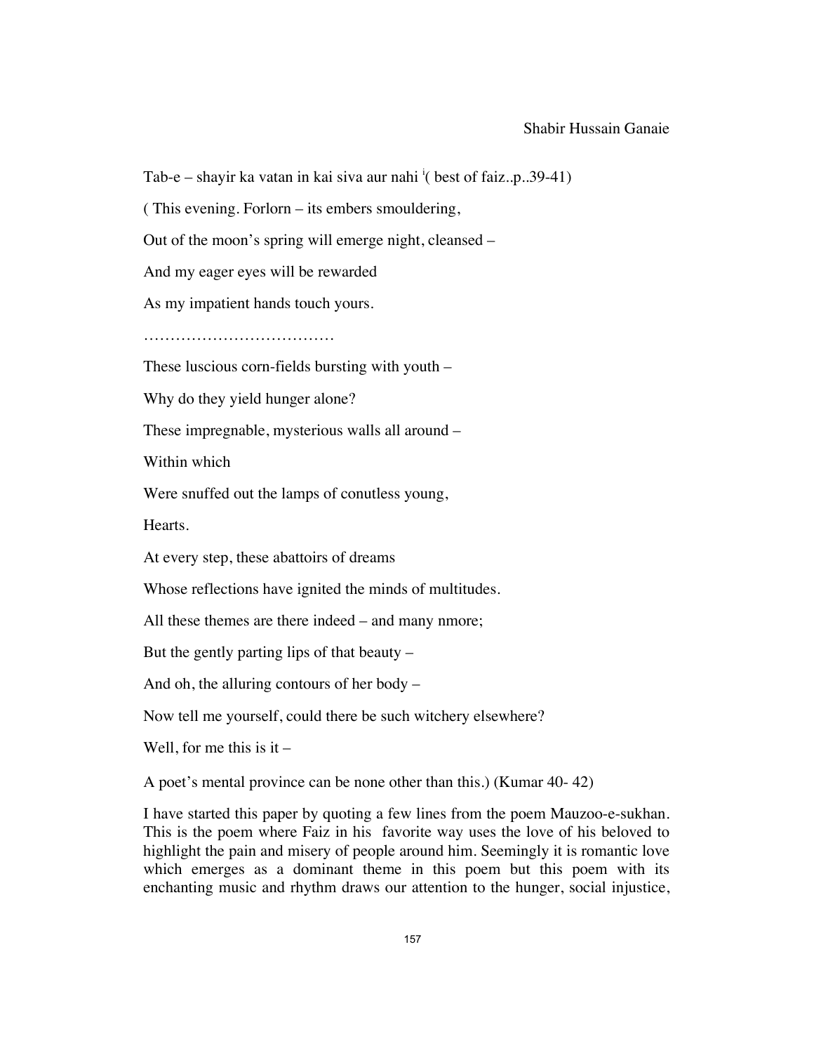Tab-e – shayir ka vatan in kai siva aur nahi [i]( best of faiz..p..39-41)

( This evening. Forlorn – its embers smouldering,

Out of the moon's spring will emerge night, cleansed –

And my eager eyes will be rewarded

As my impatient hands touch yours.

………………………………

These luscious corn-fields bursting with youth –

Why do they yield hunger alone?

These impregnable, mysterious walls all around –

Within which

Were snuffed out the lamps of conutless young,

Hearts.

At every step, these abattoirs of dreams

Whose reflections have ignited the minds of multitudes.

All these themes are there indeed – and many nmore;

But the gently parting lips of that beauty –

And oh, the alluring contours of her body –

Now tell me yourself, could there be such witchery elsewhere?

Well, for me this is it –

A poet's mental province can be none other than this.) (Kumar 40- 42)

I have started this paper by quoting a few lines from the poem Mauzoo-e-sukhan. This is the poem where Faiz in his favorite way uses the love of his beloved to highlight the pain and misery of people around him. Seemingly it is romantic love which emerges as a dominant theme in this poem but this poem with its enchanting music and rhythm draws our attention to the hunger, social injustice,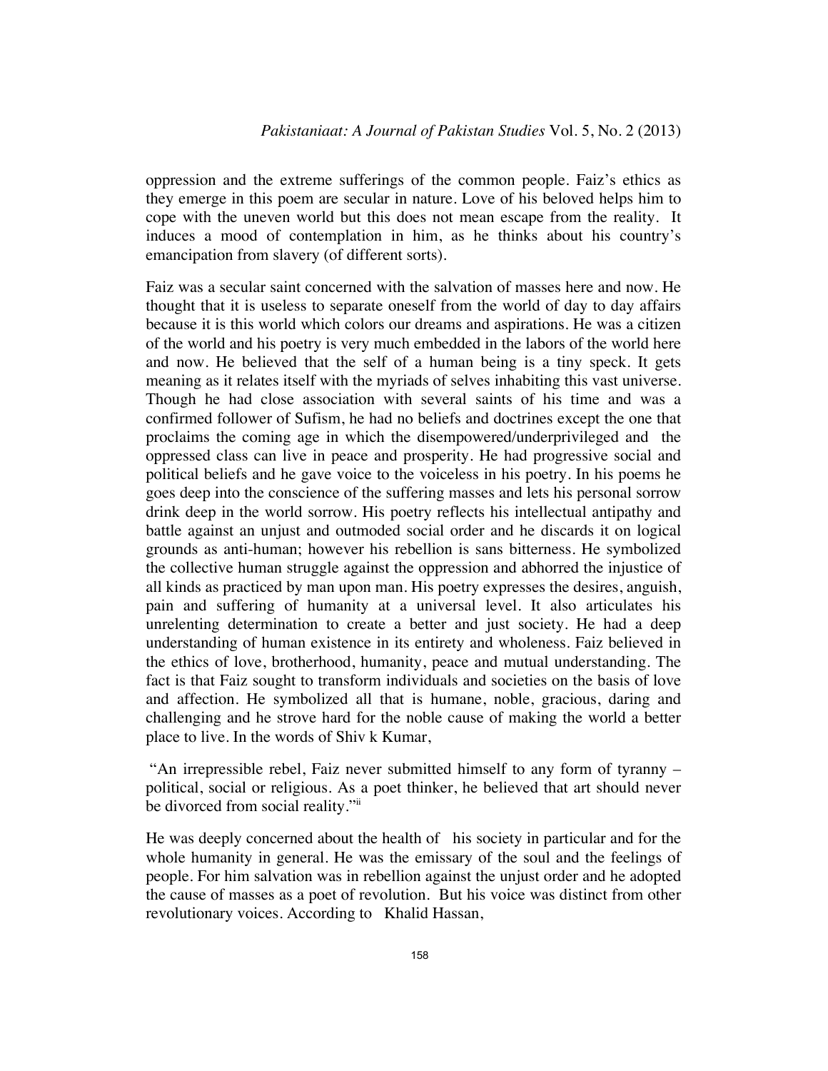oppression and the extreme sufferings of the common people. Faiz's ethics as they emerge in this poem are secular in nature. Love of his beloved helps him to cope with the uneven world but this does not mean escape from the reality. It induces a mood of contemplation in him, as he thinks about his country's emancipation from slavery (of different sorts).

Faiz was a secular saint concerned with the salvation of masses here and now. He thought that it is useless to separate oneself from the world of day to day affairs because it is this world which colors our dreams and aspirations. He was a citizen of the world and his poetry is very much embedded in the labors of the world here and now. He believed that the self of a human being is a tiny speck. It gets meaning as it relates itself with the myriads of selves inhabiting this vast universe. Though he had close association with several saints of his time and was a confirmed follower of Sufism, he had no beliefs and doctrines except the one that proclaims the coming age in which the disempowered/underprivileged and the oppressed class can live in peace and prosperity. He had progressive social and political beliefs and he gave voice to the voiceless in his poetry. In his poems he goes deep into the conscience of the suffering masses and lets his personal sorrow drink deep in the world sorrow. His poetry reflects his intellectual antipathy and battle against an unjust and outmoded social order and he discards it on logical grounds as anti-human; however his rebellion is sans bitterness. He symbolized the collective human struggle against the oppression and abhorred the injustice of all kinds as practiced by man upon man. His poetry expresses the desires, anguish, pain and suffering of humanity at a universal level. It also articulates his unrelenting determination to create a better and just society. He had a deep understanding of human existence in its entirety and wholeness. Faiz believed in the ethics of love, brotherhood, humanity, peace and mutual understanding. The fact is that Faiz sought to transform individuals and societies on the basis of love and affection. He symbolized all that is humane, noble, gracious, daring and challenging and he strove hard for the noble cause of making the world a better place to live. In the words of Shiv k Kumar,

"An irrepressible rebel, Faiz never submitted himself to any form of tyranny – political, social or religious. As a poet thinker, he believed that art should never be divorced from social reality."[ii]

He was deeply concerned about the health of his society in particular and for the whole humanity in general. He was the emissary of the soul and the feelings of people. For him salvation was in rebellion against the unjust order and he adopted the cause of masses as a poet of revolution. But his voice was distinct from other revolutionary voices. According to Khalid Hassan,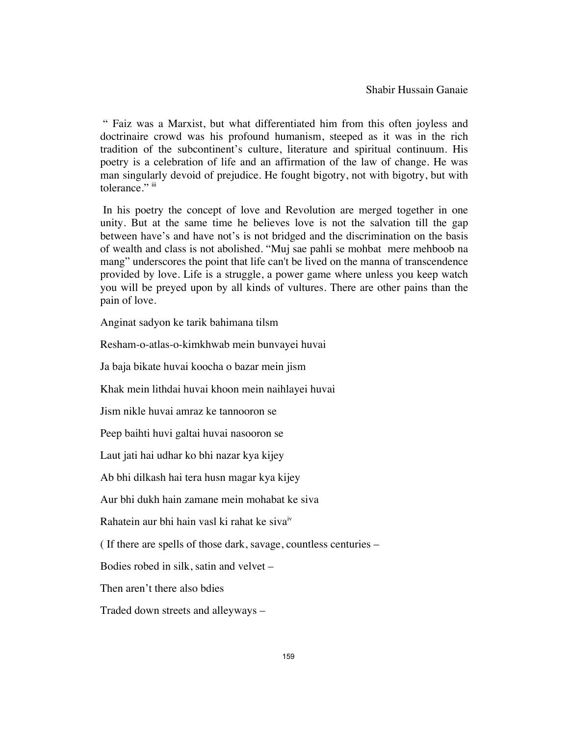" Faiz was a Marxist, but what differentiated him from this often joyless and doctrinaire crowd was his profound humanism, steeped as it was in the rich tradition of the subcontinent's culture, literature and spiritual continuum. His poetry is a celebration of life and an affirmation of the law of change. He was man singularly devoid of prejudice. He fought bigotry, not with bigotry, but with tolerance." [iii]

In his poetry the concept of love and Revolution are merged together in one unity. But at the same time he believes love is not the salvation till the gap between have's and have not's is not bridged and the discrimination on the basis of wealth and class is not abolished. "Muj sae pahli se mohbat mere mehboob na mang" underscores the point that life can't be lived on the manna of transcendence provided by love. Life is a struggle, a power game where unless you keep watch you will be preyed upon by all kinds of vultures. There are other pains than the pain of love.

Anginat sadyon ke tarik bahimana tilsm

Resham-o-atlas-o-kimkhwab mein bunvayei huvai

Ja baja bikate huvai koocha o bazar mein jism

Khak mein lithdai huvai khoon mein naihlayei huvai

Jism nikle huvai amraz ke tannooron se

Peep baihti huvi galtai huvai nasooron se

Laut jati hai udhar ko bhi nazar kya kijey

Ab bhi dilkash hai tera husn magar kya kijey

Aur bhi dukh hain zamane mein mohabat ke siva

Rahatein aur bhi hain vasl ki rahat ke siva[iv]

( If there are spells of those dark, savage, countless centuries –

Bodies robed in silk, satin and velvet –

Then aren't there also bdies

Traded down streets and alleyways –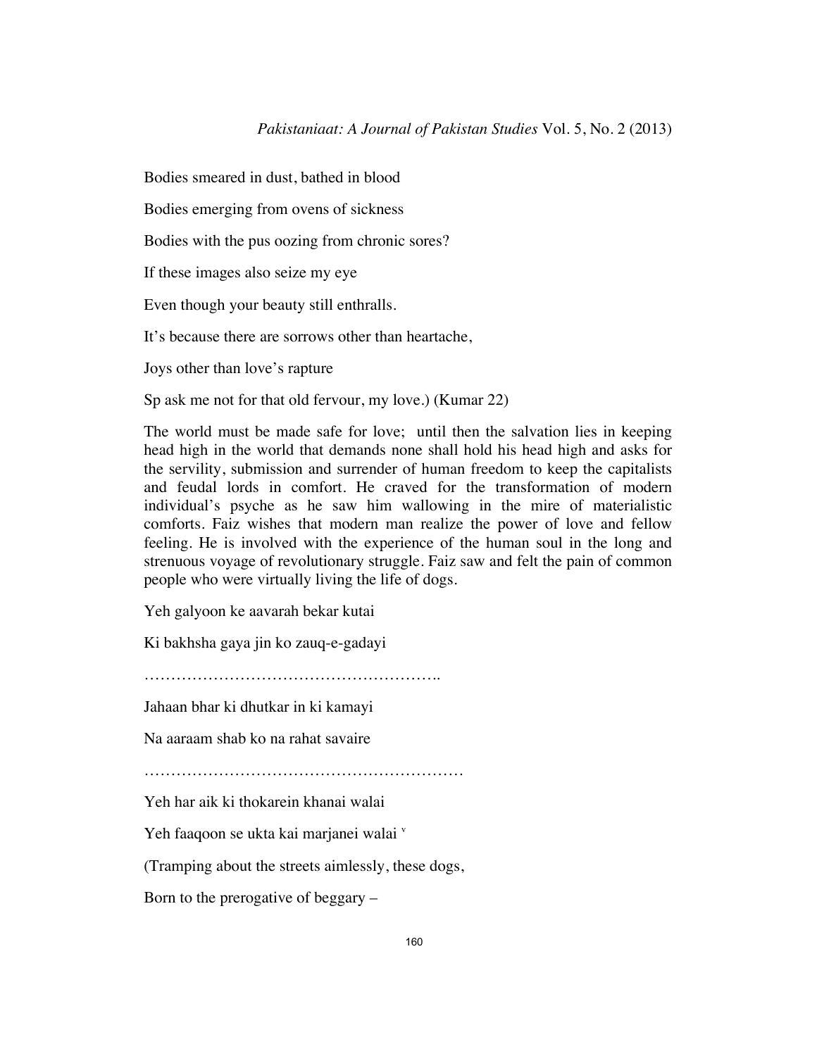Bodies smeared in dust, bathed in blood

Bodies emerging from ovens of sickness

Bodies with the pus oozing from chronic sores?

If these images also seize my eye

Even though your beauty still enthralls.

It's because there are sorrows other than heartache,

Joys other than love's rapture

Sp ask me not for that old fervour, my love.) (Kumar 22)

The world must be made safe for love; until then the salvation lies in keeping head high in the world that demands none shall hold his head high and asks for the servility, submission and surrender of human freedom to keep the capitalists and feudal lords in comfort. He craved for the transformation of modern individual's psyche as he saw him wallowing in the mire of materialistic comforts. Faiz wishes that modern man realize the power of love and fellow feeling. He is involved with the experience of the human soul in the long and strenuous voyage of revolutionary struggle. Faiz saw and felt the pain of common people who were virtually living the life of dogs.

Yeh galyoon ke aavarah bekar kutai

Ki bakhsha gaya jin ko zauq-e-gadayi

………………………………………………..

Jahaan bhar ki dhutkar in ki kamayi

Na aaraam shab ko na rahat savaire

……………………………………………………

Yeh har aik ki thokarein khanai walai

Yeh faaqoon se ukta kai marjanei walai [v]

(Tramping about the streets aimlessly, these dogs,

Born to the prerogative of beggary –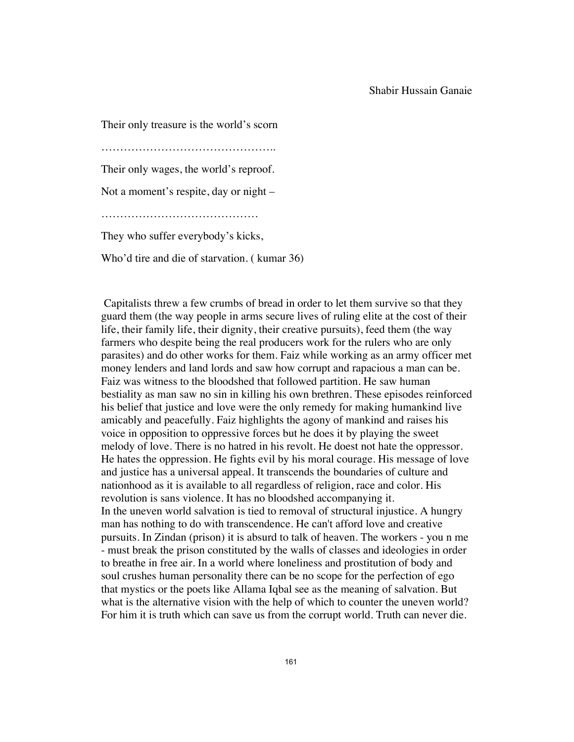Their only treasure is the world's scorn

………………………………………..

Their only wages, the world's reproof.

Not a moment's respite, day or night –

……………………………………

They who suffer everybody's kicks,

Who'd tire and die of starvation. ( kumar 36)

Capitalists threw a few crumbs of bread in order to let them survive so that they guard them (the way people in arms secure lives of ruling elite at the cost of their life, their family life, their dignity, their creative pursuits), feed them (the way farmers who despite being the real producers work for the rulers who are only parasites) and do other works for them. Faiz while working as an army officer met money lenders and land lords and saw how corrupt and rapacious a man can be. Faiz was witness to the bloodshed that followed partition. He saw human bestiality as man saw no sin in killing his own brethren. These episodes reinforced his belief that justice and love were the only remedy for making humankind live amicably and peacefully. Faiz highlights the agony of mankind and raises his voice in opposition to oppressive forces but he does it by playing the sweet melody of love. There is no hatred in his revolt. He doest not hate the oppressor. He hates the oppression. He fights evil by his moral courage. His message of love and justice has a universal appeal. It transcends the boundaries of culture and nationhood as it is available to all regardless of religion, race and color. His revolution is sans violence. It has no bloodshed accompanying it.
In the uneven world salvation is tied to removal of structural injustice. A hungry man has nothing to do with transcendence. He can't afford love and creative pursuits. In Zindan (prison) it is absurd to talk of heaven. The workers - you n me - must break the prison constituted by the walls of classes and ideologies in order to breathe in free air. In a world where loneliness and prostitution of body and soul crushes human personality there can be no scope for the perfection of ego that mystics or the poets like Allama Iqbal see as the meaning of salvation. But what is the alternative vision with the help of which to counter the uneven world? For him it is truth which can save us from the corrupt world. Truth can never die.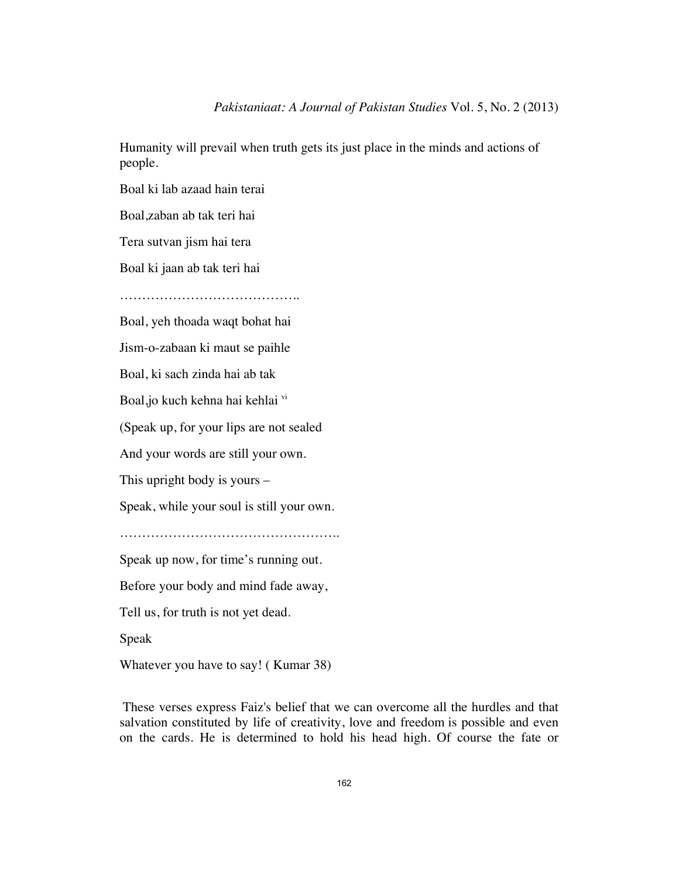Humanity will prevail when truth gets its just place in the minds and actions of people.

Boal ki lab azaad hain terai

Boal,zaban ab tak teri hai

Tera sutvan jism hai tera

Boal ki jaan ab tak teri hai

…………………………………..

Boal, yeh thoada waqt bohat hai

Jism-o-zabaan ki maut se paihle

Boal, ki sach zinda hai ab tak

Boal,jo kuch kehna hai kehlai [vi]

(Speak up, for your lips are not sealed

And your words are still your own.

This upright body is yours –

Speak, while your soul is still your own.

…………………………………………..

Speak up now, for time's running out.

Before your body and mind fade away,

Tell us, for truth is not yet dead.

Speak

Whatever you have to say! ( Kumar 38)

These verses express Faiz's belief that we can overcome all the hurdles and that salvation constituted by life of creativity, love and freedom is possible and even on the cards. He is determined to hold his head high. Of course the fate or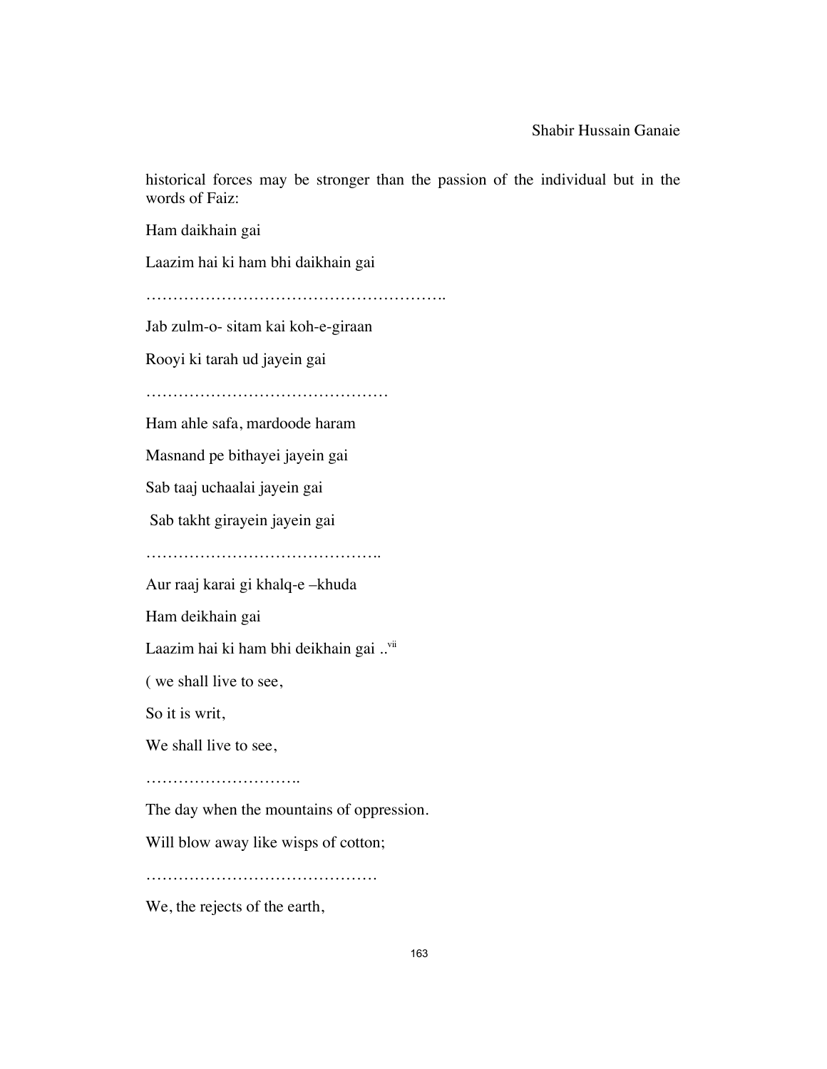historical forces may be stronger than the passion of the individual but in the words of Faiz:

Ham daikhain gai

Laazim hai ki ham bhi daikhain gai

………………………………………………..

Jab zulm-o- sitam kai koh-e-giraan

Rooyi ki tarah ud jayein gai

………………………………………

Ham ahle safa, mardoode haram

Masnand pe bithayei jayein gai

Sab taaj uchaalai jayein gai

Sab takht girayein jayein gai

……………………………………..

Aur raaj karai gi khalq-e –khuda

Ham deikhain gai

Laazim hai ki ham bhi deikhain gai ..[vii]

( we shall live to see,

So it is writ,

We shall live to see,

………………………..

The day when the mountains of oppression.

Will blow away like wisps of cotton;

…………………………………….

We, the rejects of the earth,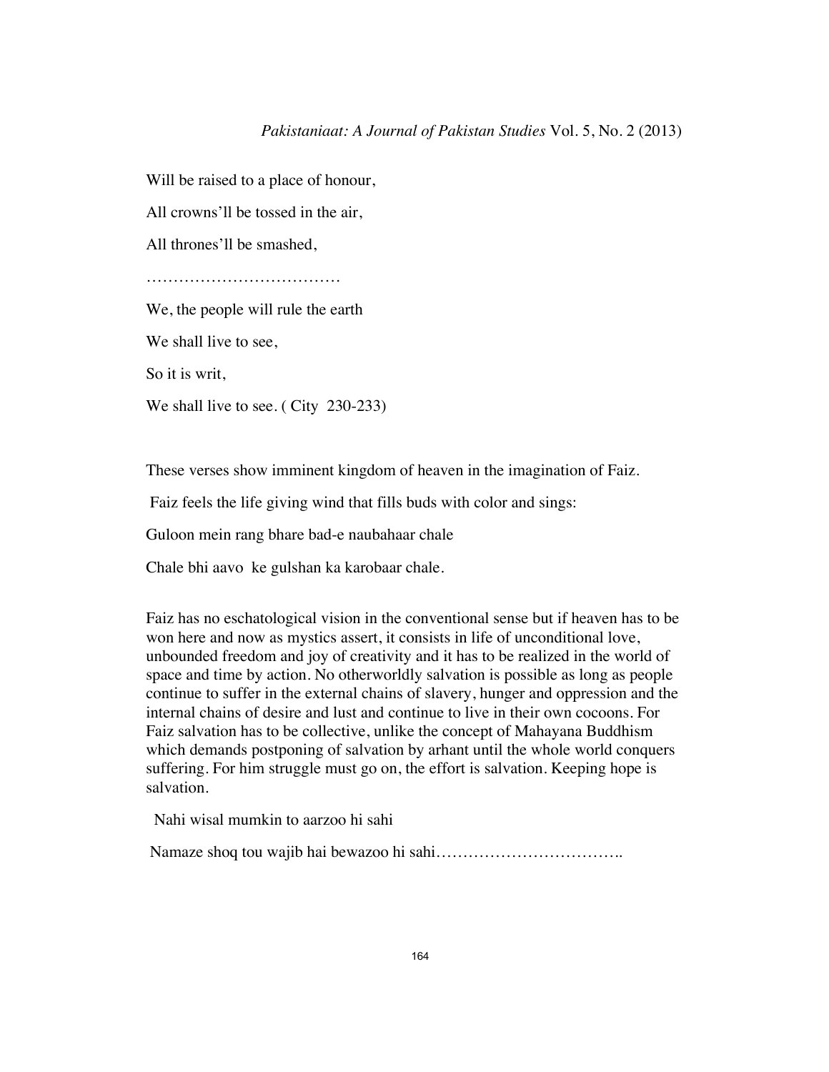Will be raised to a place of honour,

All crowns'll be tossed in the air,

All thrones'll be smashed,

………………………………

We, the people will rule the earth

We shall live to see,

So it is writ,

We shall live to see. ( City 230-233)

These verses show imminent kingdom of heaven in the imagination of Faiz.

Faiz feels the life giving wind that fills buds with color and sings:

Guloon mein rang bhare bad-e naubahaar chale

Chale bhi aavo ke gulshan ka karobaar chale.

Faiz has no eschatological vision in the conventional sense but if heaven has to be won here and now as mystics assert, it consists in life of unconditional love, unbounded freedom and joy of creativity and it has to be realized in the world of space and time by action. No otherworldly salvation is possible as long as people continue to suffer in the external chains of slavery, hunger and oppression and the internal chains of desire and lust and continue to live in their own cocoons. For Faiz salvation has to be collective, unlike the concept of Mahayana Buddhism which demands postponing of salvation by arhant until the whole world conquers suffering. For him struggle must go on, the effort is salvation. Keeping hope is salvation.

Nahi wisal mumkin to aarzoo hi sahi

Namaze shoq tou wajib hai bewazoo hi sahi…………………………….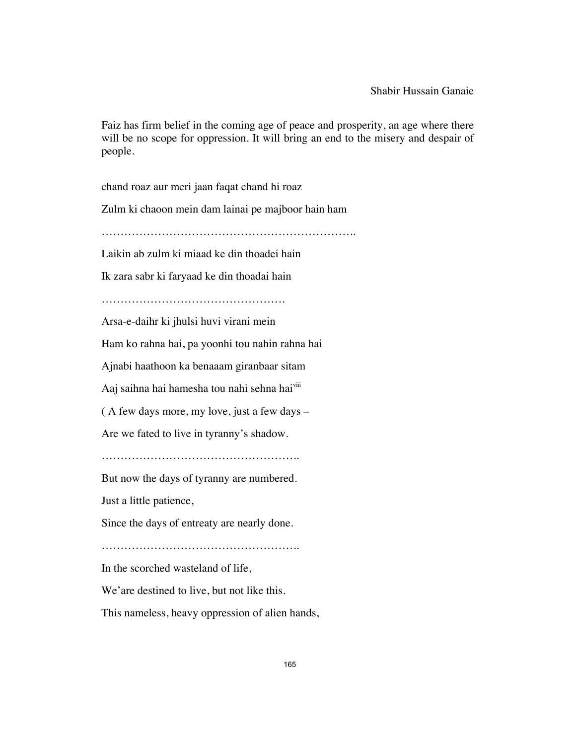Faiz has firm belief in the coming age of peace and prosperity, an age where there will be no scope for oppression. It will bring an end to the misery and despair of people.

chand roaz aur meri jaan faqat chand hi roaz

Zulm ki chaoon mein dam lainai pe majboor hain ham

…………………………………………………………..

Laikin ab zulm ki miaad ke din thoadei hain

Ik zara sabr ki faryaad ke din thoadai hain

…………………………………………

Arsa-e-daihr ki jhulsi huvi virani mein

Ham ko rahna hai, pa yoonhi tou nahin rahna hai

Ajnabi haathoon ka benaaam giranbaar sitam

Aaj saihna hai hamesha tou nahi sehna hai[viii]

( A few days more, my love, just a few days –

Are we fated to live in tyranny's shadow.

……………………………………………..

But now the days of tyranny are numbered.

Just a little patience,

Since the days of entreaty are nearly done.

……………………………………………..

In the scorched wasteland of life,

We'are destined to live, but not like this.

This nameless, heavy oppression of alien hands,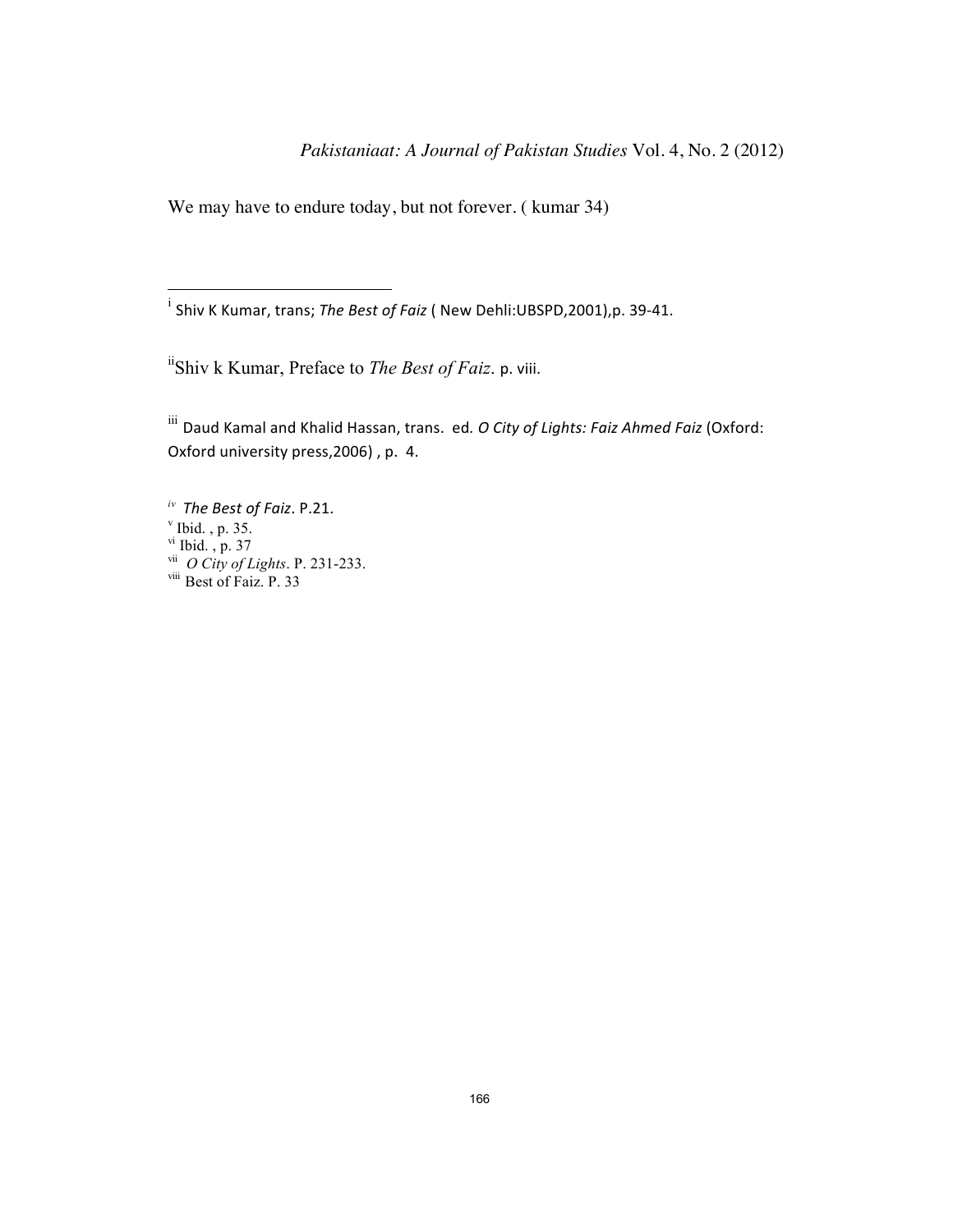We may have to endure today, but not forever. ( kumar 34)

---

[i] Shiv K Kumar, trans; *The Best of Faiz* ( New Dehli:UBSPD,2001),p. 39-41.

[ii] Shiv k Kumar, Preface to *The Best of Faiz*. p. viii.

[iii] Daud Kamal and Khalid Hassan, trans. ed. *O City of Lights: Faiz Ahmed Faiz* (Oxford: Oxford university press,2006) , p. 4.

[iv] *The Best of Faiz*. P.21.

[v] Ibid. , p. 35.

[vi] Ibid. , p. 37

[vii] *O City of Lights*. P. 231-233.

[viii] Best of Faiz. P. 33